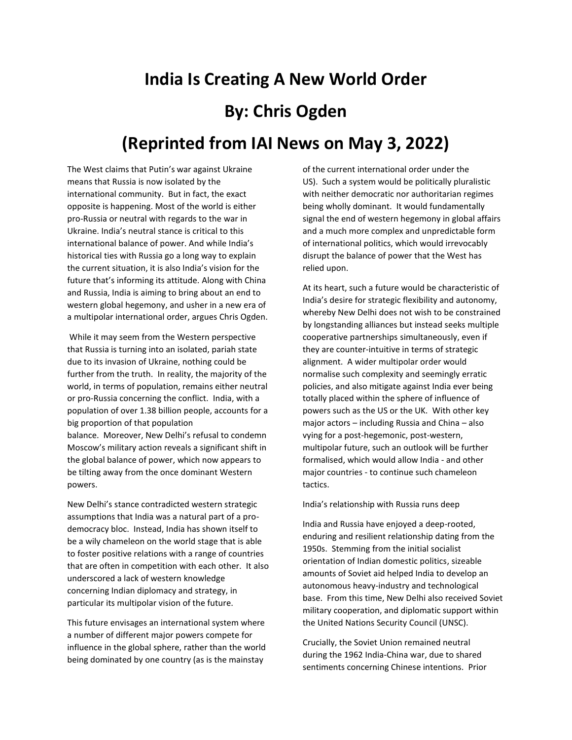# India Is Creating A New World Order

## By: Chris Ogden

## (Reprinted from IAI News on May 3, 2022)

The West claims that Putin's war against Ukraine means that Russia is now isolated by the international community. But in fact, the exact opposite is happening. Most of the world is either pro-Russia or neutral with regards to the war in Ukraine. India's neutral stance is critical to this international balance of power. And while India's historical ties with Russia go a long way to explain the current situation, it is also India's vision for the future that's informing its attitude. Along with China and Russia, India is aiming to bring about an end to western global hegemony, and usher in a new era of a multipolar international order, argues Chris Ogden.

While it may seem from the Western perspective that Russia is turning into an isolated, pariah state due to its invasion of Ukraine, nothing could be further from the truth. In reality, the majority of the world, in terms of population, remains either neutral or pro-Russia concerning the conflict. India, with a population of over 1.38 billion people, accounts for a big proportion of that population balance. Moreover, New Delhi's refusal to condemn Moscow's military action reveals a significant shift in the global balance of power, which now appears to be tilting away from the once dominant Western powers.

New Delhi's stance contradicted western strategic assumptions that India was a natural part of a pro-democracy bloc. Instead, India has shown itself to be a wily chameleon on the world stage that is able to foster positive relations with a range of countries that are often in competition with each other. It also underscored a lack of western knowledge concerning Indian diplomacy and strategy, in particular its multipolar vision of the future.

This future envisages an international system where a number of different major powers compete for influence in the global sphere, rather than the world being dominated by one country (as is the mainstay of the current international order under the US). Such a system would be politically pluralistic with neither democratic nor authoritarian regimes being wholly dominant. It would fundamentally signal the end of western hegemony in global affairs and a much more complex and unpredictable form of international politics, which would irrevocably disrupt the balance of power that the West has relied upon.

At its heart, such a future would be characteristic of India's desire for strategic flexibility and autonomy, whereby New Delhi does not wish to be constrained by longstanding alliances but instead seeks multiple cooperative partnerships simultaneously, even if they are counter-intuitive in terms of strategic alignment. A wider multipolar order would normalise such complexity and seemingly erratic policies, and also mitigate against India ever being totally placed within the sphere of influence of powers such as the US or the UK. With other key major actors – including Russia and China – also vying for a post-hegemonic, post-western, multipolar future, such an outlook will be further formalised, which would allow India - and other major countries - to continue such chameleon tactics.

India's relationship with Russia runs deep

India and Russia have enjoyed a deep-rooted, enduring and resilient relationship dating from the 1950s. Stemming from the initial socialist orientation of Indian domestic politics, sizeable amounts of Soviet aid helped India to develop an autonomous heavy-industry and technological base. From this time, New Delhi also received Soviet military cooperation, and diplomatic support within the United Nations Security Council (UNSC).

Crucially, the Soviet Union remained neutral during the 1962 India-China war, due to shared sentiments concerning Chinese intentions. Prior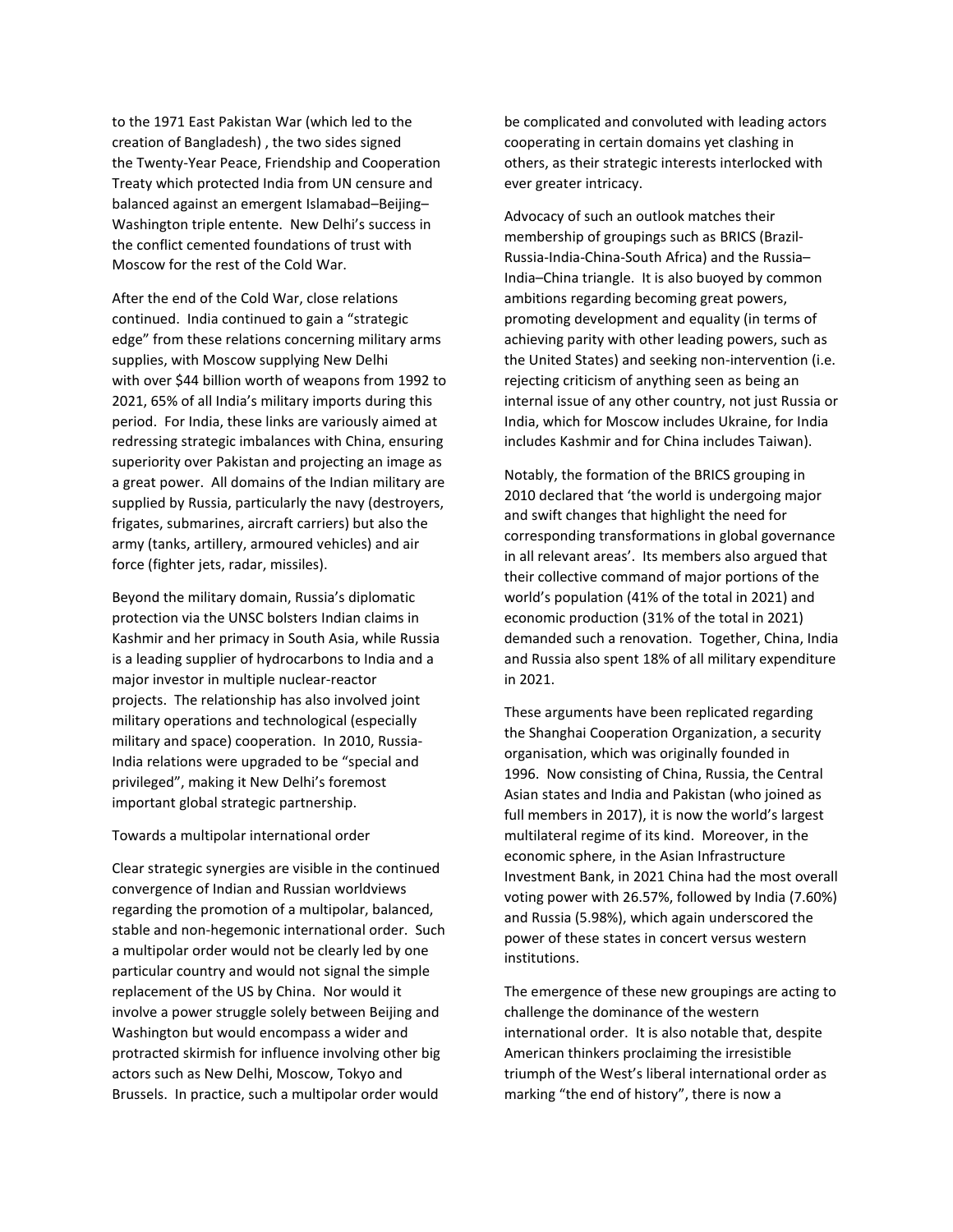to the 1971 East Pakistan War (which led to the creation of Bangladesh) , the two sides signed the Twenty-Year Peace, Friendship and Cooperation Treaty which protected India from UN censure and balanced against an emergent Islamabad–Beijing–Washington triple entente. New Delhi's success in the conflict cemented foundations of trust with Moscow for the rest of the Cold War.

After the end of the Cold War, close relations continued. India continued to gain a "strategic edge" from these relations concerning military arms supplies, with Moscow supplying New Delhi with over $44 billion worth of weapons from 1992 to 2021, 65% of all India's military imports during this period. For India, these links are variously aimed at redressing strategic imbalances with China, ensuring superiority over Pakistan and projecting an image as a great power. All domains of the Indian military are supplied by Russia, particularly the navy (destroyers, frigates, submarines, aircraft carriers) but also the army (tanks, artillery, armoured vehicles) and air force (fighter jets, radar, missiles).

Beyond the military domain, Russia's diplomatic protection via the UNSC bolsters Indian claims in Kashmir and her primacy in South Asia, while Russia is a leading supplier of hydrocarbons to India and a major investor in multiple nuclear-reactor projects. The relationship has also involved joint military operations and technological (especially military and space) cooperation. In 2010, Russia-India relations were upgraded to be "special and privileged", making it New Delhi's foremost important global strategic partnership.

## Towards a multipolar international order

Clear strategic synergies are visible in the continued convergence of Indian and Russian worldviews regarding the promotion of a multipolar, balanced, stable and non-hegemonic international order. Such a multipolar order would not be clearly led by one particular country and would not signal the simple replacement of the US by China. Nor would it involve a power struggle solely between Beijing and Washington but would encompass a wider and protracted skirmish for influence involving other big actors such as New Delhi, Moscow, Tokyo and Brussels. In practice, such a multipolar order would be complicated and convoluted with leading actors cooperating in certain domains yet clashing in others, as their strategic interests interlocked with ever greater intricacy.

Advocacy of such an outlook matches their membership of groupings such as BRICS (Brazil-Russia-India-China-South Africa) and the Russia–India–China triangle. It is also buoyed by common ambitions regarding becoming great powers, promoting development and equality (in terms of achieving parity with other leading powers, such as the United States) and seeking non-intervention (i.e. rejecting criticism of anything seen as being an internal issue of any other country, not just Russia or India, which for Moscow includes Ukraine, for India includes Kashmir and for China includes Taiwan).

Notably, the formation of the BRICS grouping in 2010 declared that 'the world is undergoing major and swift changes that highlight the need for corresponding transformations in global governance in all relevant areas'. Its members also argued that their collective command of major portions of the world's population (41% of the total in 2021) and economic production (31% of the total in 2021) demanded such a renovation. Together, China, India and Russia also spent 18% of all military expenditure in 2021.

These arguments have been replicated regarding the Shanghai Cooperation Organization, a security organisation, which was originally founded in 1996. Now consisting of China, Russia, the Central Asian states and India and Pakistan (who joined as full members in 2017), it is now the world's largest multilateral regime of its kind. Moreover, in the economic sphere, in the Asian Infrastructure Investment Bank, in 2021 China had the most overall voting power with 26.57%, followed by India (7.60%) and Russia (5.98%), which again underscored the power of these states in concert versus western institutions.

The emergence of these new groupings are acting to challenge the dominance of the western international order. It is also notable that, despite American thinkers proclaiming the irresistible triumph of the West's liberal international order as marking "the end of history", there is now a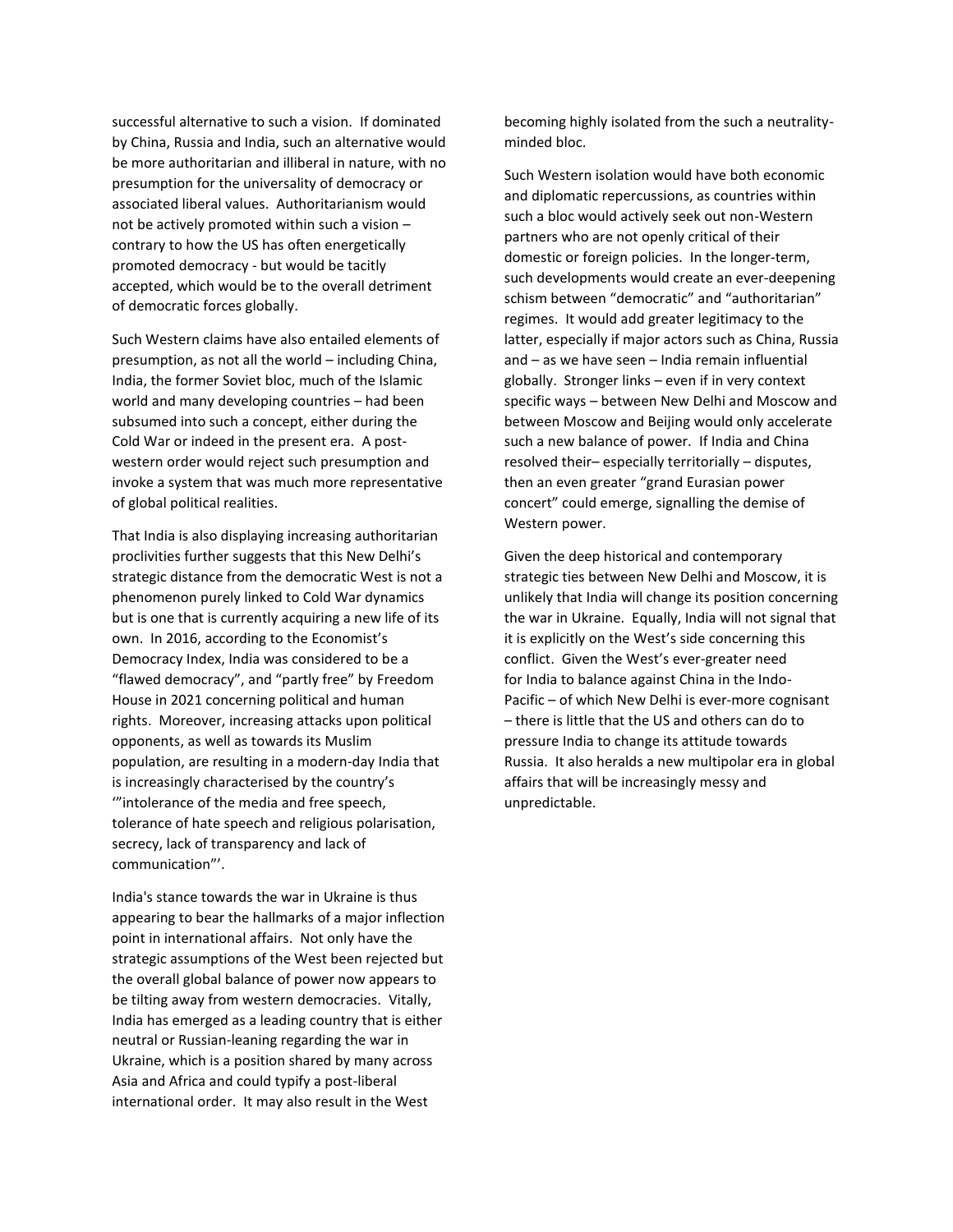successful alternative to such a vision. If dominated by China, Russia and India, such an alternative would be more authoritarian and illiberal in nature, with no presumption for the universality of democracy or associated liberal values. Authoritarianism would not be actively promoted within such a vision – contrary to how the US has often energetically promoted democracy - but would be tacitly accepted, which would be to the overall detriment of democratic forces globally.

Such Western claims have also entailed elements of presumption, as not all the world – including China, India, the former Soviet bloc, much of the Islamic world and many developing countries – had been subsumed into such a concept, either during the Cold War or indeed in the present era. A post-western order would reject such presumption and invoke a system that was much more representative of global political realities.

That India is also displaying increasing authoritarian proclivities further suggests that this New Delhi's strategic distance from the democratic West is not a phenomenon purely linked to Cold War dynamics but is one that is currently acquiring a new life of its own. In 2016, according to the Economist's Democracy Index, India was considered to be a "flawed democracy", and "partly free" by Freedom House in 2021 concerning political and human rights. Moreover, increasing attacks upon political opponents, as well as towards its Muslim population, are resulting in a modern-day India that is increasingly characterised by the country's '"intolerance of the media and free speech, tolerance of hate speech and religious polarisation, secrecy, lack of transparency and lack of communication"'.

India's stance towards the war in Ukraine is thus appearing to bear the hallmarks of a major inflection point in international affairs. Not only have the strategic assumptions of the West been rejected but the overall global balance of power now appears to be tilting away from western democracies. Vitally, India has emerged as a leading country that is either neutral or Russian-leaning regarding the war in Ukraine, which is a position shared by many across Asia and Africa and could typify a post-liberal international order. It may also result in the West becoming highly isolated from the such a neutrality-minded bloc.

Such Western isolation would have both economic and diplomatic repercussions, as countries within such a bloc would actively seek out non-Western partners who are not openly critical of their domestic or foreign policies. In the longer-term, such developments would create an ever-deepening schism between "democratic" and "authoritarian" regimes. It would add greater legitimacy to the latter, especially if major actors such as China, Russia and – as we have seen – India remain influential globally. Stronger links – even if in very context specific ways – between New Delhi and Moscow and between Moscow and Beijing would only accelerate such a new balance of power. If India and China resolved their– especially territorially – disputes, then an even greater "grand Eurasian power concert" could emerge, signalling the demise of Western power.

Given the deep historical and contemporary strategic ties between New Delhi and Moscow, it is unlikely that India will change its position concerning the war in Ukraine. Equally, India will not signal that it is explicitly on the West's side concerning this conflict. Given the West's ever-greater need for India to balance against China in the Indo-Pacific – of which New Delhi is ever-more cognisant – there is little that the US and others can do to pressure India to change its attitude towards Russia. It also heralds a new multipolar era in global affairs that will be increasingly messy and unpredictable.